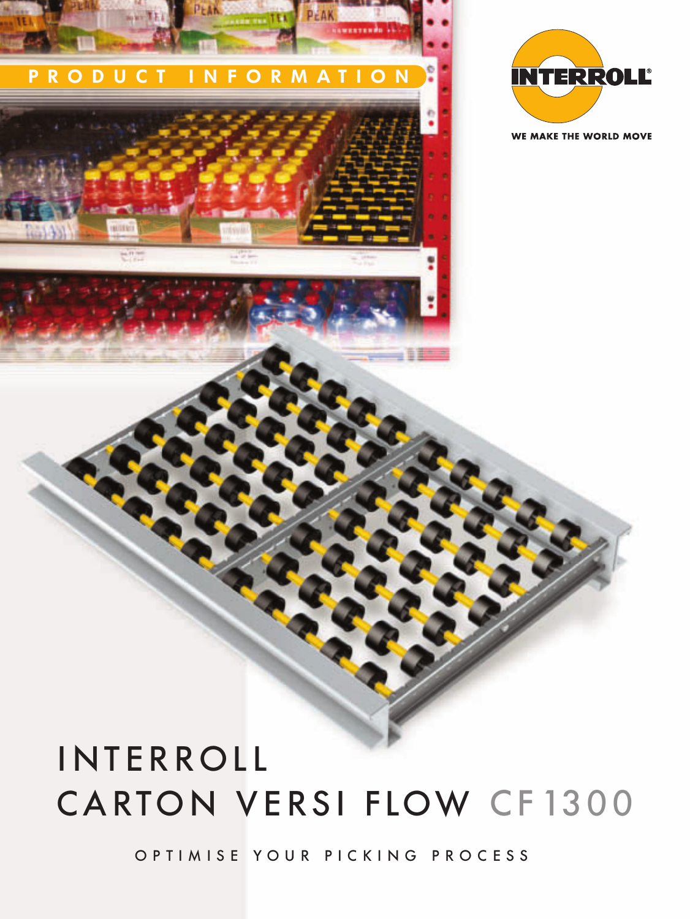PRODUCT INFORMATION

INTERROLL

WE MAKE THE WORLD MOVE

# INTERROLL CARTON VERSI FLOW CF1300

OPTIMISE YOUR PICKING PROCESS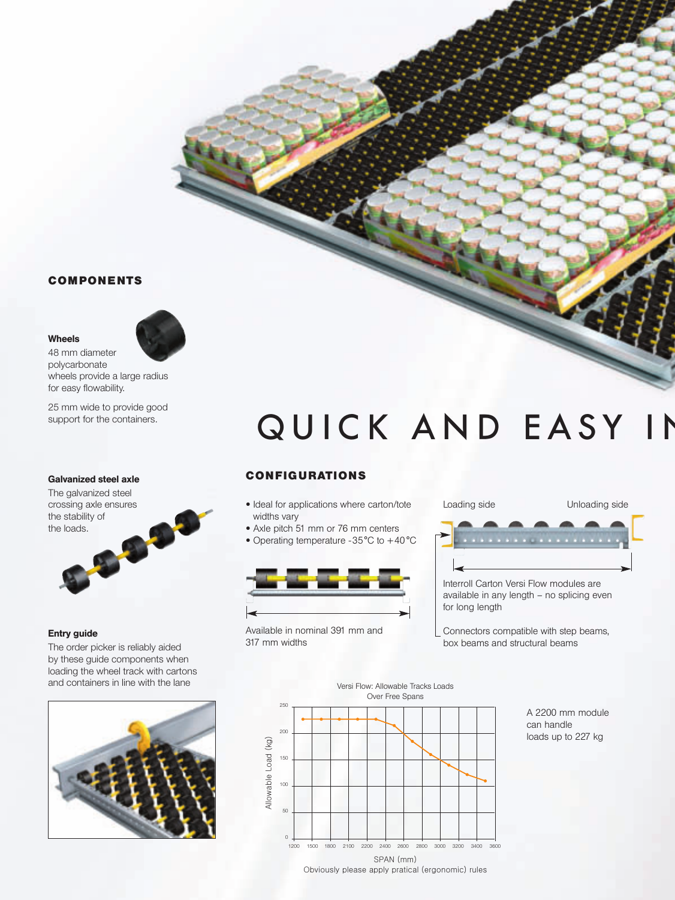## COMPONENTS

**Wheels**

48 mm diameter polycarbonate wheels provide a large radius for easy flowability.

25 mm wide to provide good support for the containers.

**Galvanized steel axle**

The galvanized steel crossing axle ensures the stability of the loads.

**Entry guide**

The order picker is reliably aided by these guide components when loading the wheel track with cartons and containers in line with the lane

# QUICK AND EASY IN

## CONFIGURATIONS

- Ideal for applications where carton/tote widths vary
- Axle pitch 51 mm or 76 mm centers
- Operating temperature -35°C to +40°C

Available in nominal 391 mm and 317 mm widths

Loading side

Unloading side

Interroll Carton Versi Flow modules are available in any length – no splicing even for long length

Connectors compatible with step beams, box beams and structural beams

Versi Flow: Allowable Tracks Loads Over Free Spans

Allowable Load (kg)

SPAN (mm)

Obviously please apply pratical (ergonomic) rules

A 2200 mm module can handle loads up to 227 kg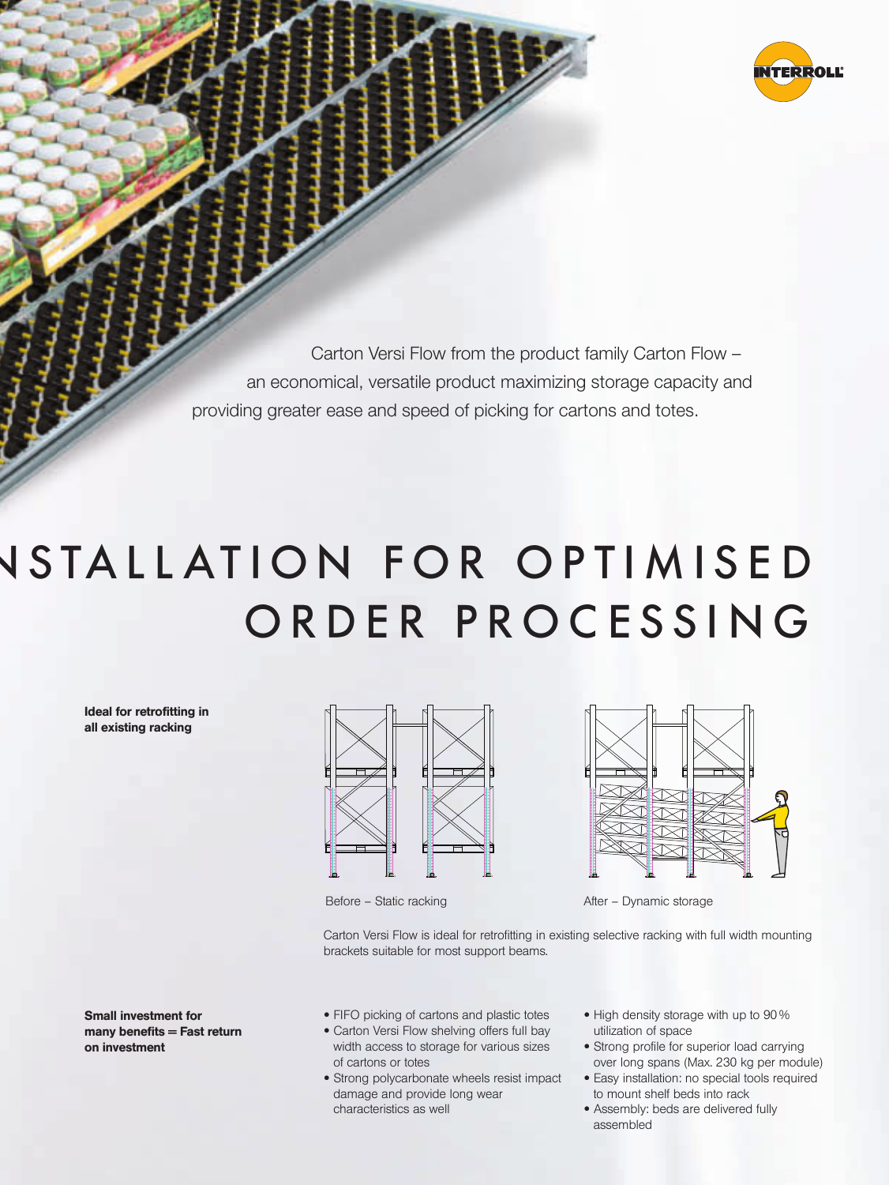Carton Versi Flow from the product family Carton Flow – an economical, versatile product maximizing storage capacity and providing greater ease and speed of picking for cartons and totes.

# NSTALLATION FOR OPTIMISED ORDER PROCESSING

**Ideal for retrofitting in all existing racking**

Before – Static racking

After – Dynamic storage

Carton Versi Flow is ideal for retrofitting in existing selective racking with full width mounting brackets suitable for most support beams.

**Small investment for many benefits = Fast return on investment**

- FIFO picking of cartons and plastic totes
- Carton Versi Flow shelving offers full bay width access to storage for various sizes of cartons or totes
- Strong polycarbonate wheels resist impact damage and provide long wear characteristics as well
- High density storage with up to 90 % utilization of space
- Strong profile for superior load carrying over long spans (Max. 230 kg per module)
- Easy installation: no special tools required to mount shelf beds into rack
- Assembly: beds are delivered fully assembled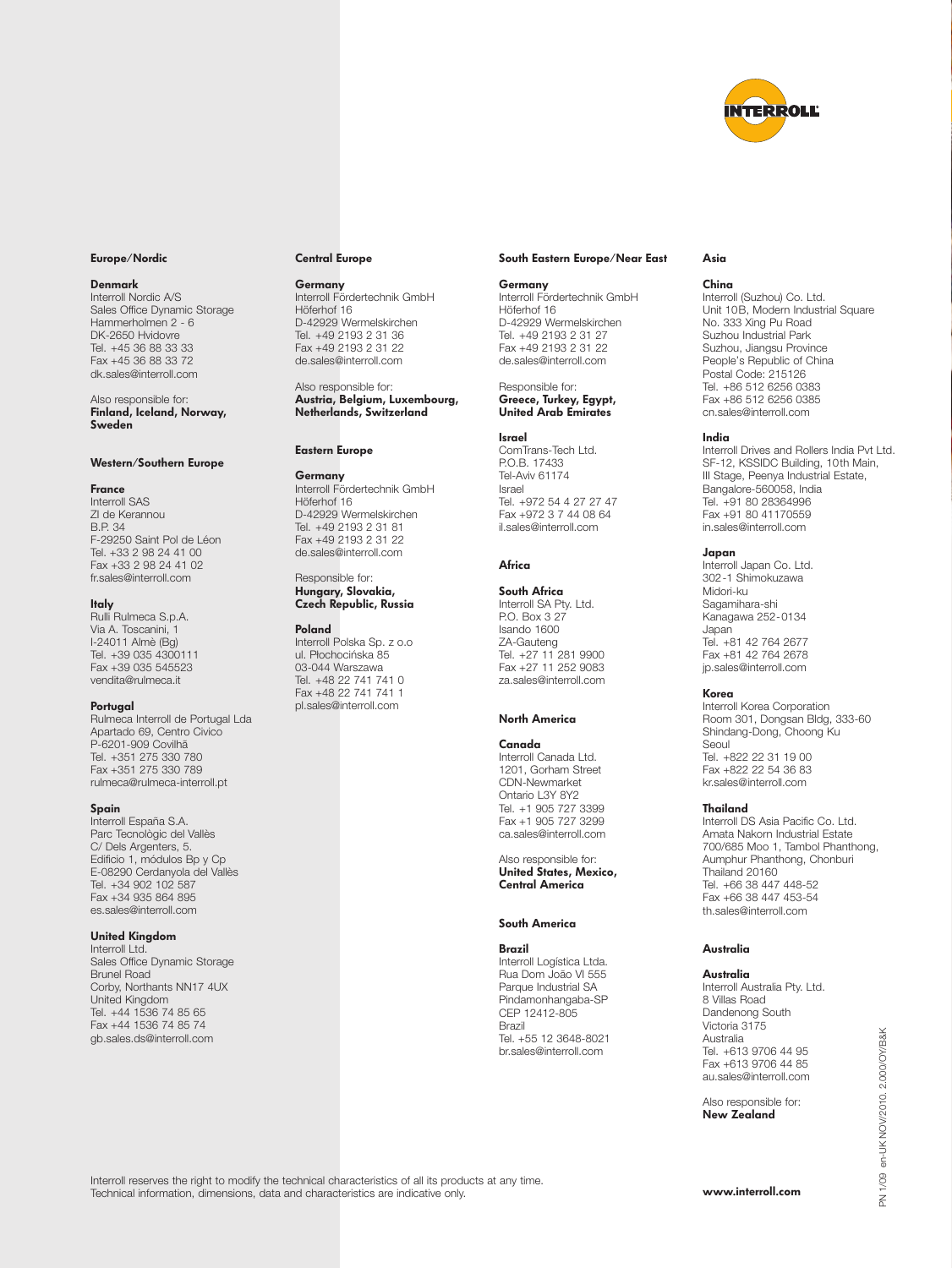## Europe/Nordic

**Denmark**
Interroll Nordic A/S
Sales Office Dynamic Storage
Hammerholmen 2 - 6
DK-2650 Hvidovre
Tel. +45 36 88 33 33
Fax +45 36 88 33 72
dk.sales@interroll.com

Also responsible for:
**Finland, Iceland, Norway, Sweden**

## Western/Southern Europe

**France**
Interroll SAS
ZI de Kerannou
B.P. 34
F-29250 Saint Pol de Léon
Tel. +33 2 98 24 41 00
Fax +33 2 98 24 41 02
fr.sales@interroll.com

**Italy**
Rulli Rulmeca S.p.A.
Via A. Toscanini, 1
I-24011 Almè (Bg)
Tel. +39 035 4300111
Fax +39 035 545523
vendita@rulmeca.it

**Portugal**
Rulmeca Interroll de Portugal Lda
Apartado 69, Centro Civico
P-6201-909 Covilhã
Tel. +351 275 330 780
Fax +351 275 330 789
rulmeca@rulmeca-interroll.pt

**Spain**
Interroll España S.A.
Parc Tecnològic del Vallès
C/ Dels Argenters, 5.
Edificio 1, módulos Bp y Cp
E-08290 Cerdanyola del Vallès
Tel. +34 902 102 587
Fax +34 935 864 895
es.sales@interroll.com

**United Kingdom**
Interroll Ltd.
Sales Office Dynamic Storage
Brunel Road
Corby, Northants NN17 4UX
United Kingdom
Tel. +44 1536 74 85 65
Fax +44 1536 74 85 74
gb.sales.ds@interroll.com

## Central Europe

**Germany**
Interroll Fördertechnik GmbH
Höferhof 16
D-42929 Wermelskirchen
Tel. +49 2193 2 31 36
Fax +49 2193 2 31 22
de.sales@interroll.com

Also responsible for:
**Austria, Belgium, Luxembourg, Netherlands, Switzerland**

## Eastern Europe

**Germany**
Interroll Fördertechnik GmbH
Höferhof 16
D-42929 Wermelskirchen
Tel. +49 2193 2 31 81
Fax +49 2193 2 31 22
de.sales@interroll.com

Responsible for:
**Hungary, Slovakia, Czech Republic, Russia**

**Poland**
Interroll Polska Sp. z o.o
ul. Płochocińska 85
03-044 Warszawa
Tel. +48 22 741 741 0
Fax +48 22 741 741 1
pl.sales@interroll.com

## South Eastern Europe/Near East

**Germany**
Interroll Fördertechnik GmbH
Höferhof 16
D-42929 Wermelskirchen
Tel. +49 2193 2 31 27
Fax +49 2193 2 31 22
de.sales@interroll.com

Responsible for:
**Greece, Turkey, Egypt, United Arab Emirates**

**Israel**
ComTrans-Tech Ltd.
P.O.B. 17433
Tel-Aviv 61174
Israel
Tel. +972 54 4 27 27 47
Fax +972 3 7 44 08 64
il.sales@interroll.com

## Africa

**South Africa**
Interroll SA Pty. Ltd.
P.O. Box 3 27
Isando 1600
ZA-Gauteng
Tel. +27 11 281 9900
Fax +27 11 252 9083
za.sales@interroll.com

## North America

**Canada**
Interroll Canada Ltd.
1201, Gorham Street
CDN-Newmarket
Ontario L3Y 8Y2
Tel. +1 905 727 3399
Fax +1 905 727 3299
ca.sales@interroll.com

Also responsible for:
**United States, Mexico, Central America**

## South America

**Brazil**
Interroll Logística Ltda.
Rua Dom João VI 555
Parque Industrial SA
Pindamonhangaba-SP
CEP 12412-805
Brazil
Tel. +55 12 3648-8021
br.sales@interroll.com

## Asia

**China**
Interroll (Suzhou) Co. Ltd.
Unit 10B, Modern Industrial Square
No. 333 Xing Pu Road
Suzhou Industrial Park
Suzhou, Jiangsu Province
People's Republic of China
Postal Code: 215126
Tel. +86 512 6256 0383
Fax +86 512 6256 0385
cn.sales@interroll.com

**India**
Interroll Drives and Rollers India Pvt Ltd.
SF-12, KSSIDC Building, 10th Main,
III Stage, Peenya Industrial Estate,
Bangalore-560058, India
Tel. +91 80 28364996
Fax +91 80 41170559
in.sales@interroll.com

**Japan**
Interroll Japan Co. Ltd.
302-1 Shimokuzawa
Midori-ku
Sagamihara-shi
Kanagawa 252-0134
Japan
Tel. +81 42 764 2677
Fax +81 42 764 2678
jp.sales@interroll.com

**Korea**
Interroll Korea Corporation
Room 301, Dongsan Bldg, 333-60
Shindang-Dong, Choong Ku
Seoul
Tel. +822 22 31 19 00
Fax +822 22 54 36 83
kr.sales@interroll.com

**Thailand**
Interroll DS Asia Pacific Co. Ltd.
Amata Nakorn Industrial Estate
700/685 Moo 1, Tambol Phanthong,
Aumphur Phanthong, Chonburi
Thailand 20160
Tel. +66 38 447 448-52
Fax +66 38 447 453-54
th.sales@interroll.com

## Australia

**Australia**
Interroll Australia Pty. Ltd.
8 Villas Road
Dandenong South
Victoria 3175
Australia
Tel. +613 9706 44 95
Fax +613 9706 44 85
au.sales@interroll.com

Also responsible for:
**New Zealand**

Interroll reserves the right to modify the technical characteristics of all its products at any time.
Technical information, dimensions, data and characteristics are indicative only.

**www.interroll.com**

PN 1/09 en-UK NOV/2010. 2.000/OY/B&K